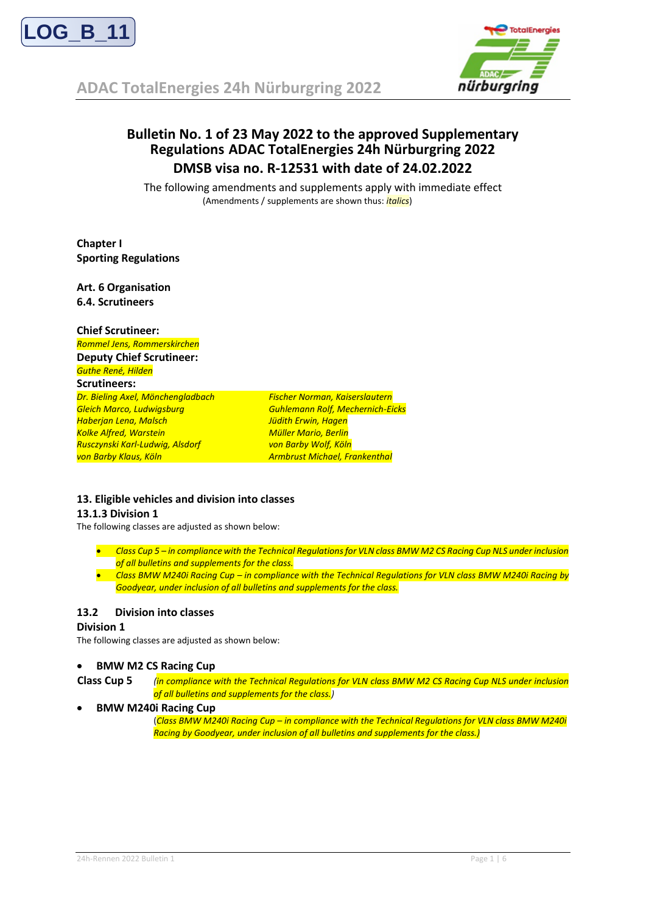LOG_B_11

ADAC TotalEnergies 24h Nürburgring 2022

# Bulletin No. 1 of 23 May 2022 to the approved Supplementary Regulations ADAC TotalEnergies 24h Nürburgring 2022
# DMSB visa no. R-12531 with date of 24.02.2022

The following amendments and supplements apply with immediate effect
(Amendments / supplements are shown thus: *italics*)

**Chapter I**
**Sporting Regulations**

**Art. 6 Organisation**
**6.4. Scrutineers**

**Chief Scrutineer:**
*Rommel Jens, Rommerskirchen*
**Deputy Chief Scrutineer:**
*Guthe René, Hilden*
**Scrutineers:**

| | |
|---|---|
| *Dr. Bieling Axel, Mönchengladbach* | *Fischer Norman, Kaiserslautern* |
| *Gleich Marco, Ludwigsburg* | *Guhlemann Rolf, Mechernich-Eicks* |
| *Haberjan Lena, Malsch* | *Jüdith Erwin, Hagen* |
| *Kolke Alfred, Warstein* | *Müller Mario, Berlin* |
| *Rusczynski Karl-Ludwig, Alsdorf* | *von Barby Wolf, Köln* |
| *von Barby Klaus, Köln* | *Armbrust Michael, Frankenthal* |

**13. Eligible vehicles and division into classes**
**13.1.3 Division 1**
The following classes are adjusted as shown below:

- *Class Cup 5 – in compliance with the Technical Regulations for VLN class BMW M2 CS Racing Cup NLS under inclusion of all bulletins and supplements for the class.*
- *Class BMW M240i Racing Cup – in compliance with the Technical Regulations for VLN class BMW M240i Racing by Goodyear, under inclusion of all bulletins and supplements for the class.*

**13.2 Division into classes**
**Division 1**
The following classes are adjusted as shown below:

- **BMW M2 CS Racing Cup**

**Class Cup 5** (*in compliance with the Technical Regulations for VLN class BMW M2 CS Racing Cup NLS under inclusion of all bulletins and supplements for the class.*)

- **BMW M240i Racing Cup**

(*Class BMW M240i Racing Cup – in compliance with the Technical Regulations for VLN class BMW M240i Racing by Goodyear, under inclusion of all bulletins and supplements for the class.*)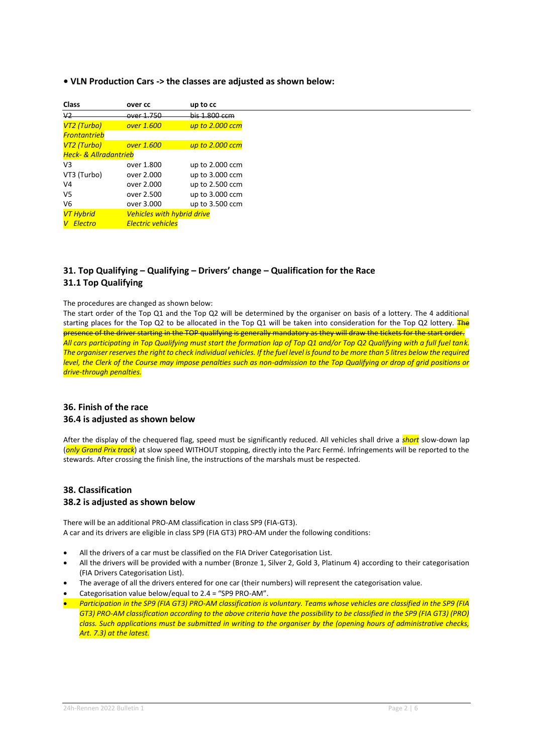**• VLN Production Cars -> the classes are adjusted as shown below:**

| Class | over cc | up to cc |
|---|---|---|
| ~~V2~~ | ~~over 1.750~~ | ~~bis 1.800 ccm~~ |
| *VT2 (Turbo) Frontantrieb* | *over 1.600* | *up to 2.000 ccm* |
| *VT2 (Turbo) Heck- & Allradantrieb* | *over 1.600* | *up to 2.000 ccm* |
| V3 | over 1.800 | up to 2.000 ccm |
| VT3 (Turbo) | over 2.000 | up to 3.000 ccm |
| V4 | over 2.000 | up to 2.500 ccm |
| V5 | over 2.500 | up to 3.000 ccm |
| V6 | over 3.000 | up to 3.500 ccm |
| *VT Hybrid* | *Vehicles with hybrid drive* | |
| *V Electro* | *Electric vehicles* | |

## 31. Top Qualifying – Qualifying – Drivers' change – Qualification for the Race

### 31.1 Top Qualifying

The procedures are changed as shown below:

The start order of the Top Q1 and the Top Q2 will be determined by the organiser on basis of a lottery. The 4 additional starting places for the Top Q2 to be allocated in the Top Q1 will be taken into consideration for the Top Q2 lottery. ~~The presence of the driver starting in the TOP qualifying is generally mandatory as they will draw the tickets for the start order.~~ *All cars participating in Top Qualifying must start the formation lap of Top Q1 and/or Top Q2 Qualifying with a full fuel tank. The organiser reserves the right to check individual vehicles. If the fuel level is found to be more than 5 litres below the required level, the Clerk of the Course may impose penalties such as non-admission to the Top Qualifying or drop of grid positions or drive-through penalties.*

## 36. Finish of the race

### 36.4 is adjusted as shown below

After the display of the chequered flag, speed must be significantly reduced. All vehicles shall drive a *short* slow-down lap (*only Grand Prix track*) at slow speed WITHOUT stopping, directly into the Parc Fermé. Infringements will be reported to the stewards. After crossing the finish line, the instructions of the marshals must be respected.

## 38. Classification

### 38.2 is adjusted as shown below

There will be an additional PRO-AM classification in class SP9 (FIA-GT3).
A car and its drivers are eligible in class SP9 (FIA GT3) PRO-AM under the following conditions:

- All the drivers of a car must be classified on the FIA Driver Categorisation List.
- All the drivers will be provided with a number (Bronze 1, Silver 2, Gold 3, Platinum 4) according to their categorisation (FIA Drivers Categorisation List).
- The average of all the drivers entered for one car (their numbers) will represent the categorisation value.
- Categorisation value below/equal to 2.4 = "SP9 PRO-AM".
- *Participation in the SP9 (FIA GT3) PRO-AM classification is voluntary. Teams whose vehicles are classified in the SP9 (FIA GT3) PRO-AM classification according to the above criteria have the possibility to be classified in the SP9 (FIA GT3) (PRO) class. Such applications must be submitted in writing to the organiser by the (opening hours of administrative checks, Art. 7.3) at the latest.*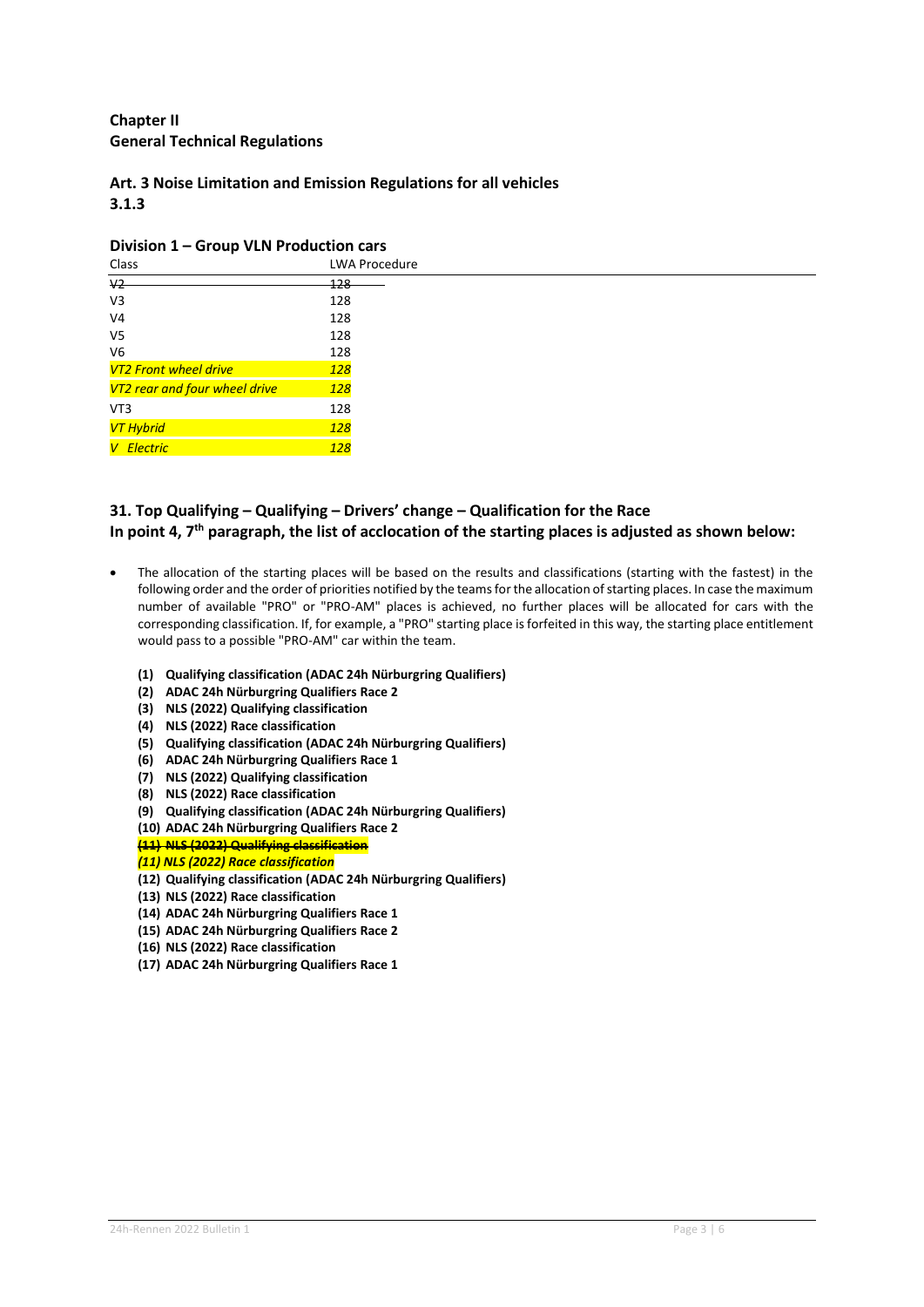**Chapter II**
**General Technical Regulations**

**Art. 3 Noise Limitation and Emission Regulations for all vehicles**
**3.1.3**

**Division 1 – Group VLN Production cars**

| Class | LWA Procedure |
| --- | --- |
| ~~V2~~ | ~~128~~ |
| V3 | 128 |
| V4 | 128 |
| V5 | 128 |
| V6 | 128 |
| *VT2 Front wheel drive* | *128* |
| *VT2 rear and four wheel drive* | *128* |
| VT3 | 128 |
| *VT Hybrid* | *128* |
| *V Electric* | *128* |

**31. Top Qualifying – Qualifying – Drivers' change – Qualification for the Race**
**In point 4, 7th paragraph, the list of acclocation of the starting places is adjusted as shown below:**

- The allocation of the starting places will be based on the results and classifications (starting with the fastest) in the following order and the order of priorities notified by the teams for the allocation of starting places. In case the maximum number of available "PRO" or "PRO-AM" places is achieved, no further places will be allocated for cars with the corresponding classification. If, for example, a "PRO" starting place is forfeited in this way, the starting place entitlement would pass to a possible "PRO-AM" car within the team.

  **(1) Qualifying classification (ADAC 24h Nürburgring Qualifiers)**
  **(2) ADAC 24h Nürburgring Qualifiers Race 2**
  **(3) NLS (2022) Qualifying classification**
  **(4) NLS (2022) Race classification**
  **(5) Qualifying classification (ADAC 24h Nürburgring Qualifiers)**
  **(6) ADAC 24h Nürburgring Qualifiers Race 1**
  **(7) NLS (2022) Qualifying classification**
  **(8) NLS (2022) Race classification**
  **(9) Qualifying classification (ADAC 24h Nürburgring Qualifiers)**
  **(10) ADAC 24h Nürburgring Qualifiers Race 2**
  **~~(11) NLS (2022) Qualifying classification~~**
  ***(11) NLS (2022) Race classification***
  **(12) Qualifying classification (ADAC 24h Nürburgring Qualifiers)**
  **(13) NLS (2022) Race classification**
  **(14) ADAC 24h Nürburgring Qualifiers Race 1**
  **(15) ADAC 24h Nürburgring Qualifiers Race 2**
  **(16) NLS (2022) Race classification**
  **(17) ADAC 24h Nürburgring Qualifiers Race 1**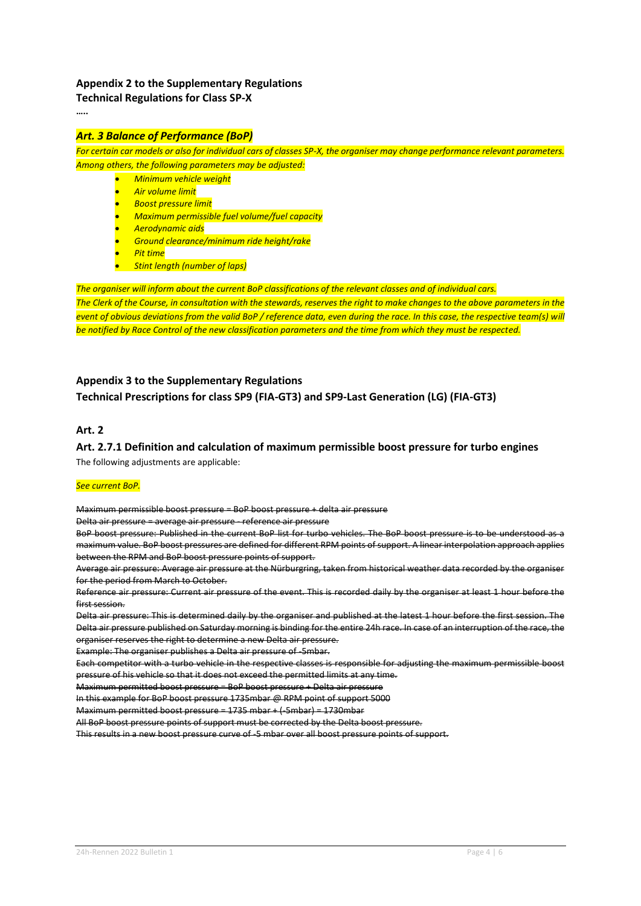**Appendix 2 to the Supplementary Regulations**
**Technical Regulations for Class SP-X**

…..

### *Art. 3 Balance of Performance (BoP)*

*For certain car models or also for individual cars of classes SP-X, the organiser may change performance relevant parameters. Among others, the following parameters may be adjusted:*

- *Minimum vehicle weight*
- *Air volume limit*
- *Boost pressure limit*
- *Maximum permissible fuel volume/fuel capacity*
- *Aerodynamic aids*
- *Ground clearance/minimum ride height/rake*
- *Pit time*
- *Stint length (number of laps)*

*The organiser will inform about the current BoP classifications of the relevant classes and of individual cars.*
*The Clerk of the Course, in consultation with the stewards, reserves the right to make changes to the above parameters in the event of obvious deviations from the valid BoP / reference data, even during the race. In this case, the respective team(s) will be notified by Race Control of the new classification parameters and the time from which they must be respected.*

**Appendix 3 to the Supplementary Regulations**
**Technical Prescriptions for class SP9 (FIA-GT3) and SP9-Last Generation (LG) (FIA-GT3)**

### Art. 2

### Art. 2.7.1 Definition and calculation of maximum permissible boost pressure for turbo engines

The following adjustments are applicable:

*See current BoP.*

~~Maximum permissible boost pressure = BoP boost pressure + delta air pressure~~
~~Delta air pressure = average air pressure - reference air pressure~~
~~BoP boost pressure: Published in the current BoP list for turbo vehicles. The BoP boost pressure is to be understood as a maximum value. BoP boost pressures are defined for different RPM points of support. A linear interpolation approach applies between the RPM and BoP boost pressure points of support.~~
~~Average air pressure: Average air pressure at the Nürburgring, taken from historical weather data recorded by the organiser for the period from March to October.~~
~~Reference air pressure: Current air pressure of the event. This is recorded daily by the organiser at least 1 hour before the first session.~~
~~Delta air pressure: This is determined daily by the organiser and published at the latest 1 hour before the first session. The Delta air pressure published on Saturday morning is binding for the entire 24h race. In case of an interruption of the race, the organiser reserves the right to determine a new Delta air pressure.~~
~~Example: The organiser publishes a Delta air pressure of -5mbar.~~
~~Each competitor with a turbo vehicle in the respective classes is responsible for adjusting the maximum permissible boost pressure of his vehicle so that it does not exceed the permitted limits at any time.~~
~~Maximum permitted boost pressure = BoP boost pressure + Delta air pressure~~
~~In this example for BoP boost pressure 1735mbar @ RPM point of support 5000~~
~~Maximum permitted boost pressure = 1735 mbar + (-5mbar) = 1730mbar~~
~~All BoP boost pressure points of support must be corrected by the Delta boost pressure.~~
~~This results in a new boost pressure curve of -5 mbar over all boost pressure points of support.~~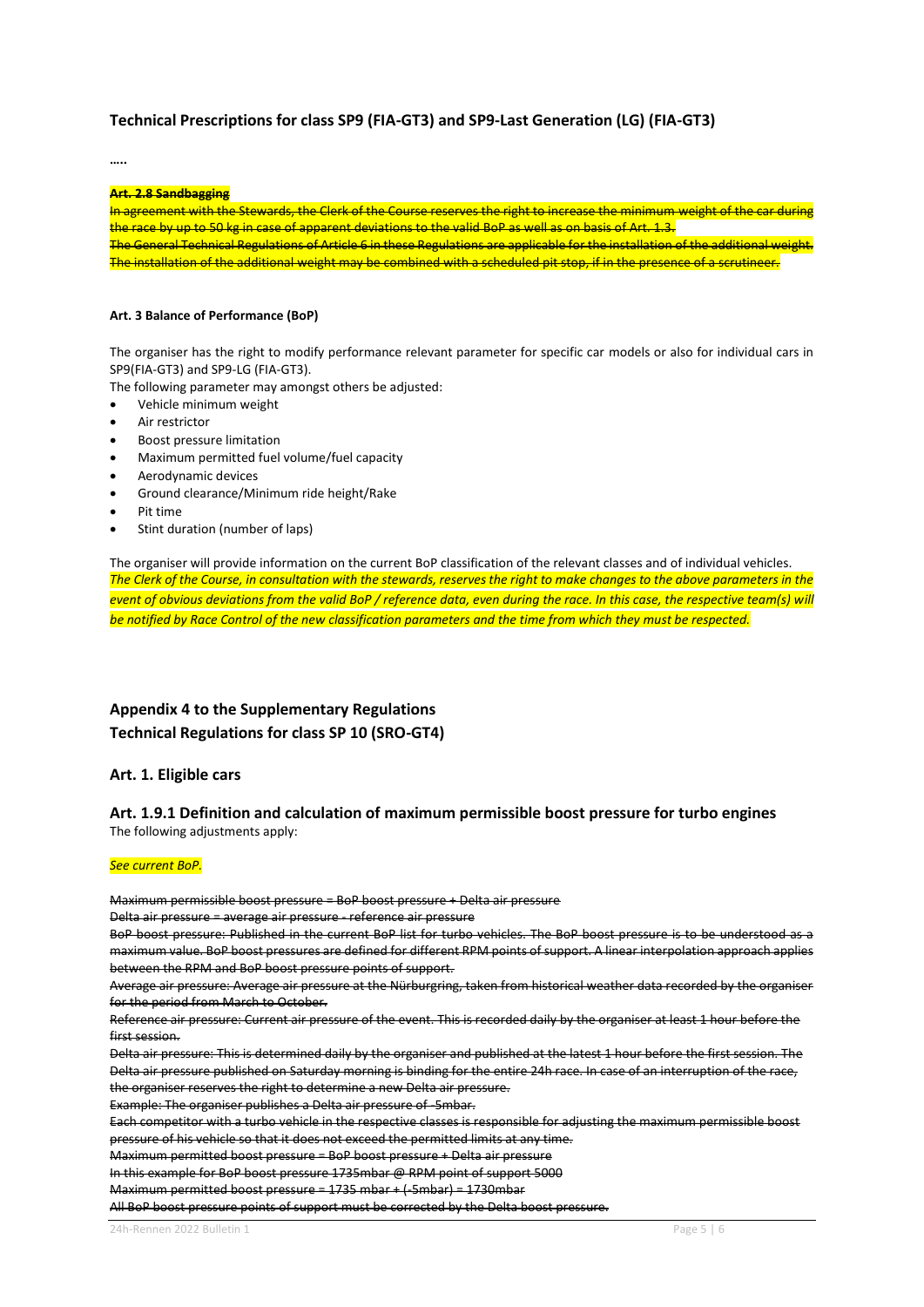## Technical Prescriptions for class SP9 (FIA-GT3) and SP9-Last Generation (LG) (FIA-GT3)

…..

~~**Art. 2.8 Sandbagging**~~

~~In agreement with the Stewards, the Clerk of the Course reserves the right to increase the minimum weight of the car during the race by up to 50 kg in case of apparent deviations to the valid BoP as well as on basis of Art. 1.3.~~
~~The General Technical Regulations of Article 6 in these Regulations are applicable for the installation of the additional weight.~~
~~The installation of the additional weight may be combined with a scheduled pit stop, if in the presence of a scrutineer.~~

**Art. 3 Balance of Performance (BoP)**

The organiser has the right to modify performance relevant parameter for specific car models or also for individual cars in SP9(FIA-GT3) and SP9-LG (FIA-GT3).
The following parameter may amongst others be adjusted:

- Vehicle minimum weight
- Air restrictor
- Boost pressure limitation
- Maximum permitted fuel volume/fuel capacity
- Aerodynamic devices
- Ground clearance/Minimum ride height/Rake
- Pit time
- Stint duration (number of laps)

The organiser will provide information on the current BoP classification of the relevant classes and of individual vehicles.
*The Clerk of the Course, in consultation with the stewards, reserves the right to make changes to the above parameters in the event of obvious deviations from the valid BoP / reference data, even during the race. In this case, the respective team(s) will be notified by Race Control of the new classification parameters and the time from which they must be respected.*

## Appendix 4 to the Supplementary Regulations
## Technical Regulations for class SP 10 (SRO-GT4)

### Art. 1. Eligible cars

### Art. 1.9.1 Definition and calculation of maximum permissible boost pressure for turbo engines

The following adjustments apply:

*See current BoP.*

~~Maximum permissible boost pressure = BoP boost pressure + Delta air pressure~~
~~Delta air pressure = average air pressure - reference air pressure~~
~~BoP boost pressure: Published in the current BoP list for turbo vehicles. The BoP boost pressure is to be understood as a maximum value. BoP boost pressures are defined for different RPM points of support. A linear interpolation approach applies between the RPM and BoP boost pressure points of support.~~
~~Average air pressure: Average air pressure at the Nürburgring, taken from historical weather data recorded by the organiser for the period from March to October.~~
~~Reference air pressure: Current air pressure of the event. This is recorded daily by the organiser at least 1 hour before the first session.~~
~~Delta air pressure: This is determined daily by the organiser and published at the latest 1 hour before the first session. The Delta air pressure published on Saturday morning is binding for the entire 24h race. In case of an interruption of the race, the organiser reserves the right to determine a new Delta air pressure.~~
~~Example: The organiser publishes a Delta air pressure of -5mbar.~~
~~Each competitor with a turbo vehicle in the respective classes is responsible for adjusting the maximum permissible boost pressure of his vehicle so that it does not exceed the permitted limits at any time.~~
~~Maximum permitted boost pressure = BoP boost pressure + Delta air pressure~~
~~In this example for BoP boost pressure 1735mbar @ RPM point of support 5000~~
~~Maximum permitted boost pressure = 1735 mbar + (-5mbar) = 1730mbar~~
~~All BoP boost pressure points of support must be corrected by the Delta boost pressure.~~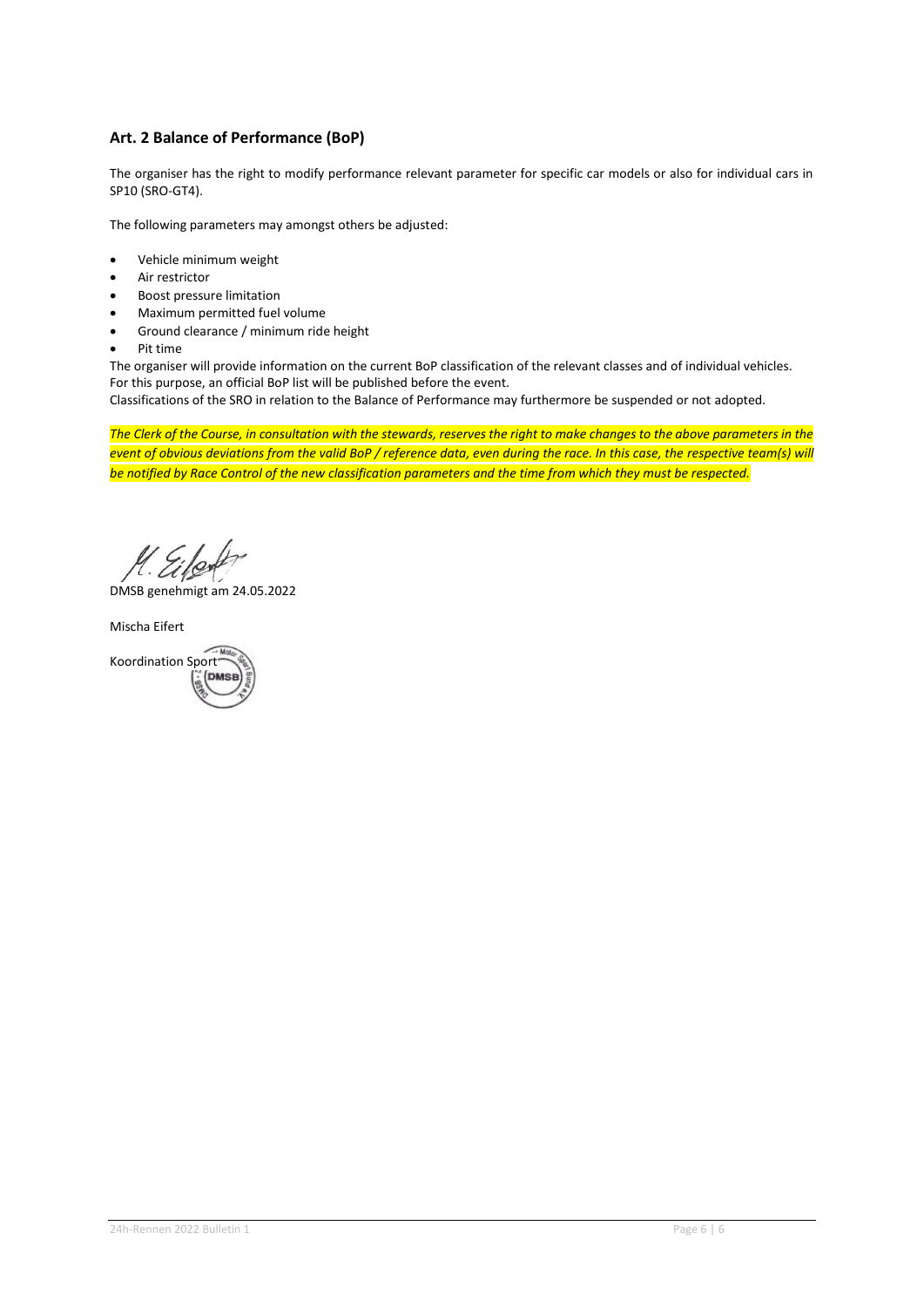## Art. 2 Balance of Performance (BoP)

The organiser has the right to modify performance relevant parameter for specific car models or also for individual cars in SP10 (SRO-GT4).

The following parameters may amongst others be adjusted:

- Vehicle minimum weight
- Air restrictor
- Boost pressure limitation
- Maximum permitted fuel volume
- Ground clearance / minimum ride height
- Pit time

The organiser will provide information on the current BoP classification of the relevant classes and of individual vehicles. For this purpose, an official BoP list will be published before the event.
Classifications of the SRO in relation to the Balance of Performance may furthermore be suspended or not adopted.

*The Clerk of the Course, in consultation with the stewards, reserves the right to make changes to the above parameters in the event of obvious deviations from the valid BoP / reference data, even during the race. In this case, the respective team(s) will be notified by Race Control of the new classification parameters and the time from which they must be respected.*

DMSB genehmigt am 24.05.2022

Mischa Eifert

Koordination Sport